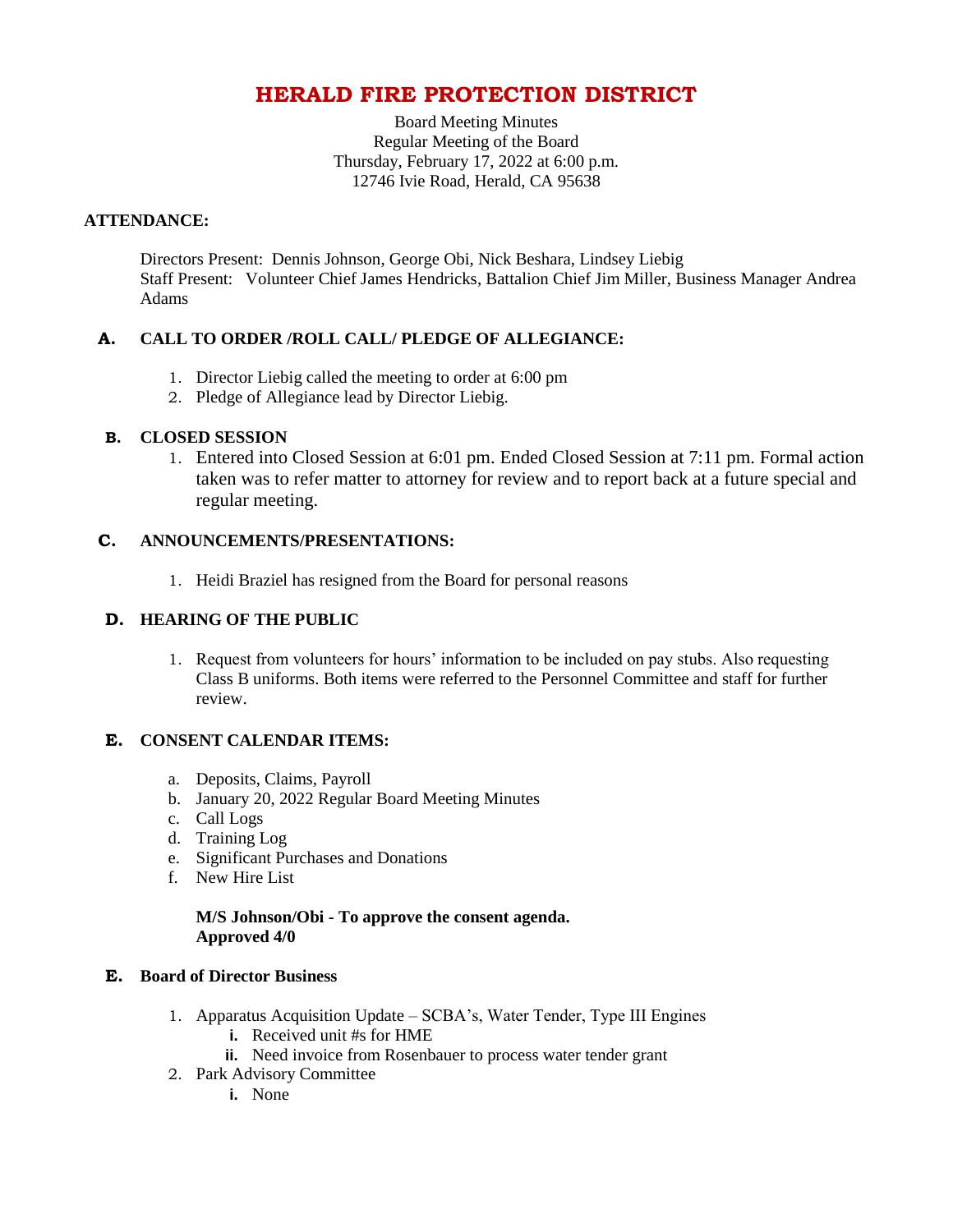# HERALD FIRE PROTECTION DISTRICT

Board Meeting Minutes
Regular Meeting of the Board
Thursday, February 17, 2022 at 6:00 p.m.
12746 Ivie Road, Herald, CA 95638

**ATTENDANCE:**

Directors Present: Dennis Johnson, George Obi, Nick Beshara, Lindsey Liebig
Staff Present: Volunteer Chief James Hendricks, Battalion Chief Jim Miller, Business Manager Andrea Adams

## A. CALL TO ORDER /ROLL CALL/ PLEDGE OF ALLEGIANCE:

1. Director Liebig called the meeting to order at 6:00 pm
2. Pledge of Allegiance lead by Director Liebig.

## B. CLOSED SESSION

1. Entered into Closed Session at 6:01 pm. Ended Closed Session at 7:11 pm. Formal action taken was to refer matter to attorney for review and to report back at a future special and regular meeting.

## C. ANNOUNCEMENTS/PRESENTATIONS:

1. Heidi Braziel has resigned from the Board for personal reasons

## D. HEARING OF THE PUBLIC

1. Request from volunteers for hours' information to be included on pay stubs. Also requesting Class B uniforms. Both items were referred to the Personnel Committee and staff for further review.

## E. CONSENT CALENDAR ITEMS:

a. Deposits, Claims, Payroll
b. January 20, 2022 Regular Board Meeting Minutes
c. Call Logs
d. Training Log
e. Significant Purchases and Donations
f. New Hire List

**M/S Johnson/Obi - To approve the consent agenda.**
**Approved 4/0**

## E. Board of Director Business

1. Apparatus Acquisition Update – SCBA's, Water Tender, Type III Engines
   - i. Received unit #s for HME
   - ii. Need invoice from Rosenbauer to process water tender grant
2. Park Advisory Committee
   - i. None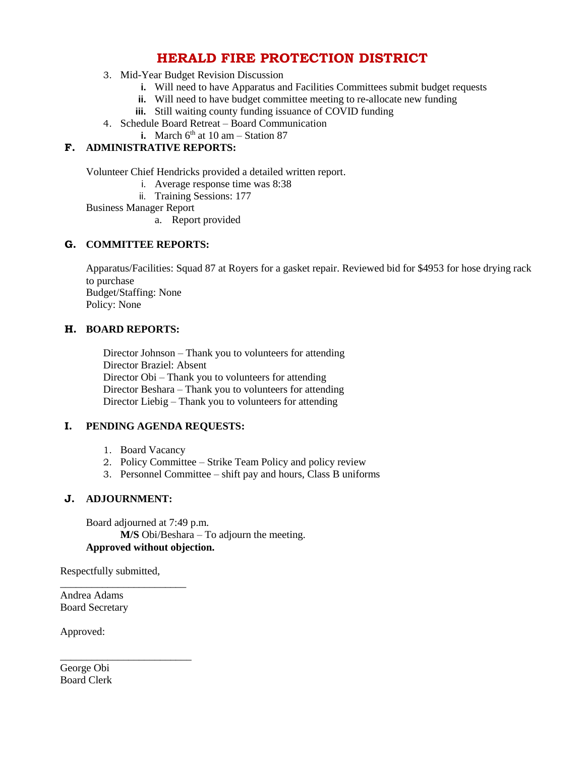# HERALD FIRE PROTECTION DISTRICT

3. Mid-Year Budget Revision Discussion
   - **i.** Will need to have Apparatus and Facilities Committees submit budget requests
   - **ii.** Will need to have budget committee meeting to re-allocate new funding
   - **iii.** Still waiting county funding issuance of COVID funding
4. Schedule Board Retreat – Board Communication
   - **i.** March 6th at 10 am – Station 87

## F. ADMINISTRATIVE REPORTS:

Volunteer Chief Hendricks provided a detailed written report.

- i. Average response time was 8:38
- ii. Training Sessions: 177

Business Manager Report

- a. Report provided

## G. COMMITTEE REPORTS:

Apparatus/Facilities: Squad 87 at Royers for a gasket repair. Reviewed bid for $4953 for hose drying rack to purchase
Budget/Staffing: None
Policy: None

## H. BOARD REPORTS:

Director Johnson – Thank you to volunteers for attending
Director Braziel: Absent
Director Obi – Thank you to volunteers for attending
Director Beshara – Thank you to volunteers for attending
Director Liebig – Thank you to volunteers for attending

## I. PENDING AGENDA REQUESTS:

1. Board Vacancy
2. Policy Committee – Strike Team Policy and policy review
3. Personnel Committee – shift pay and hours, Class B uniforms

## J. ADJOURNMENT:

Board adjourned at 7:49 p.m.

**M/S** Obi/Beshara – To adjourn the meeting.

**Approved without objection.**

Respectfully submitted,

\_\_\_\_\_\_\_\_\_\_\_\_\_\_\_\_\_\_\_\_\_\_\_\_\_
Andrea Adams
Board Secretary

Approved:

\_\_\_\_\_\_\_\_\_\_\_\_\_\_\_\_\_\_\_\_\_\_\_\_\_
George Obi
Board Clerk